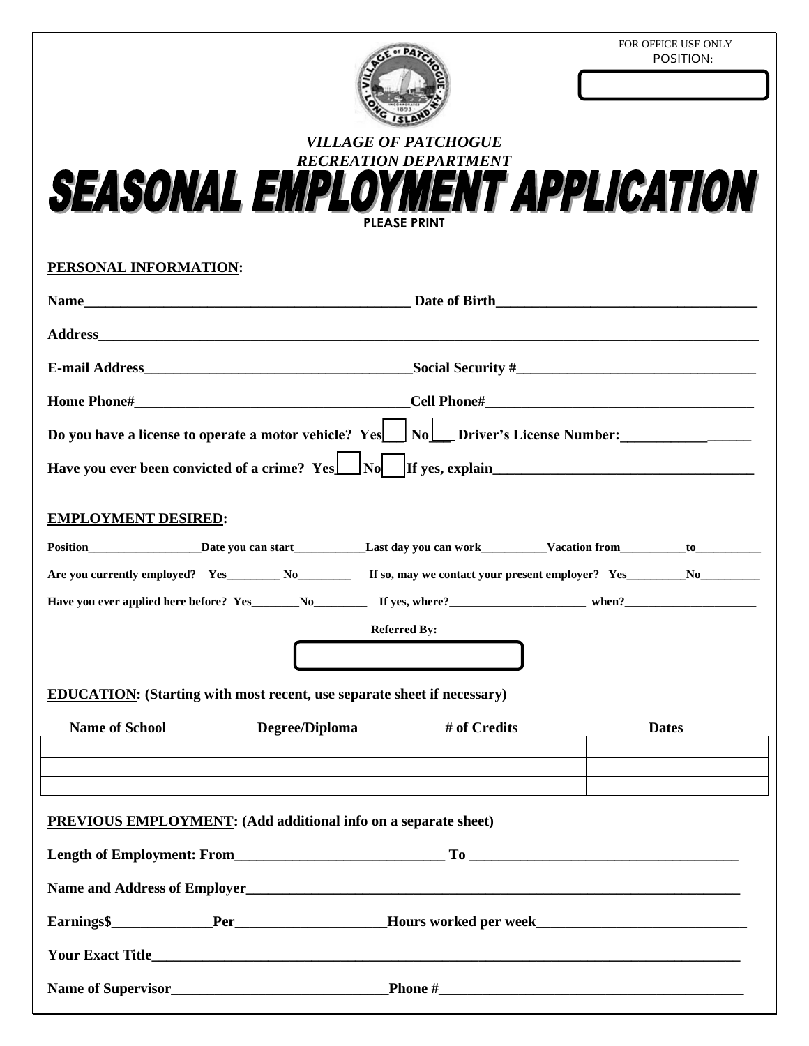FOR OFFICE USE ONLY
POSITION:

*VILLAGE OF PATCHOGUE*
*RECREATION DEPARTMENT*

# SEASONAL EMPLOYMENT APPLICATION

**PLEASE PRINT**

**PERSONAL INFORMATION:**

**Name**_______________________________________________ **Date of Birth**____________________________________

**Address**_____________________________________________________________________________________________

**E-mail Address**______________________________________**Social Security #**_________________________________

**Home Phone#**_______________________________________**Cell Phone#**_____________________________________

**Do you have a license to operate a motor vehicle? Yes**[ ] **No**[ ] **Driver's License Number:**__________________

**Have you ever been convicted of a crime? Yes**[ ] **No**[ ] **If yes, explain**___________________________________

**EMPLOYMENT DESIRED:**

**Position**___________________**Date you can start**____________**Last day you can work**___________**Vacation from**___________**to**___________

**Are you currently employed? Yes**_________ **No**_________ **If so, may we contact your present employer? Yes**__________**No**__________

**Have you ever applied here before? Yes**________**No**_________ **If yes, where?**_______________________ **when?**_____________________

**Referred By:**

**EDUCATION: (Starting with most recent, use separate sheet if necessary)**

| Name of School | Degree/Diploma | # of Credits | Dates |
|---|---|---|---|
| | | | |
| | | | |
| | | | |

**PREVIOUS EMPLOYMENT: (Add additional info on a separate sheet)**

**Length of Employment: From**_____________________________ **To** _____________________________________

**Name and Address of Employer**______________________________________________________________________

**Earnings$**______________**Per**_____________________**Hours worked per week**_____________________________

**Your Exact Title**__________________________________________________________________________________

**Name of Supervisor**______________________________**Phone #**__________________________________________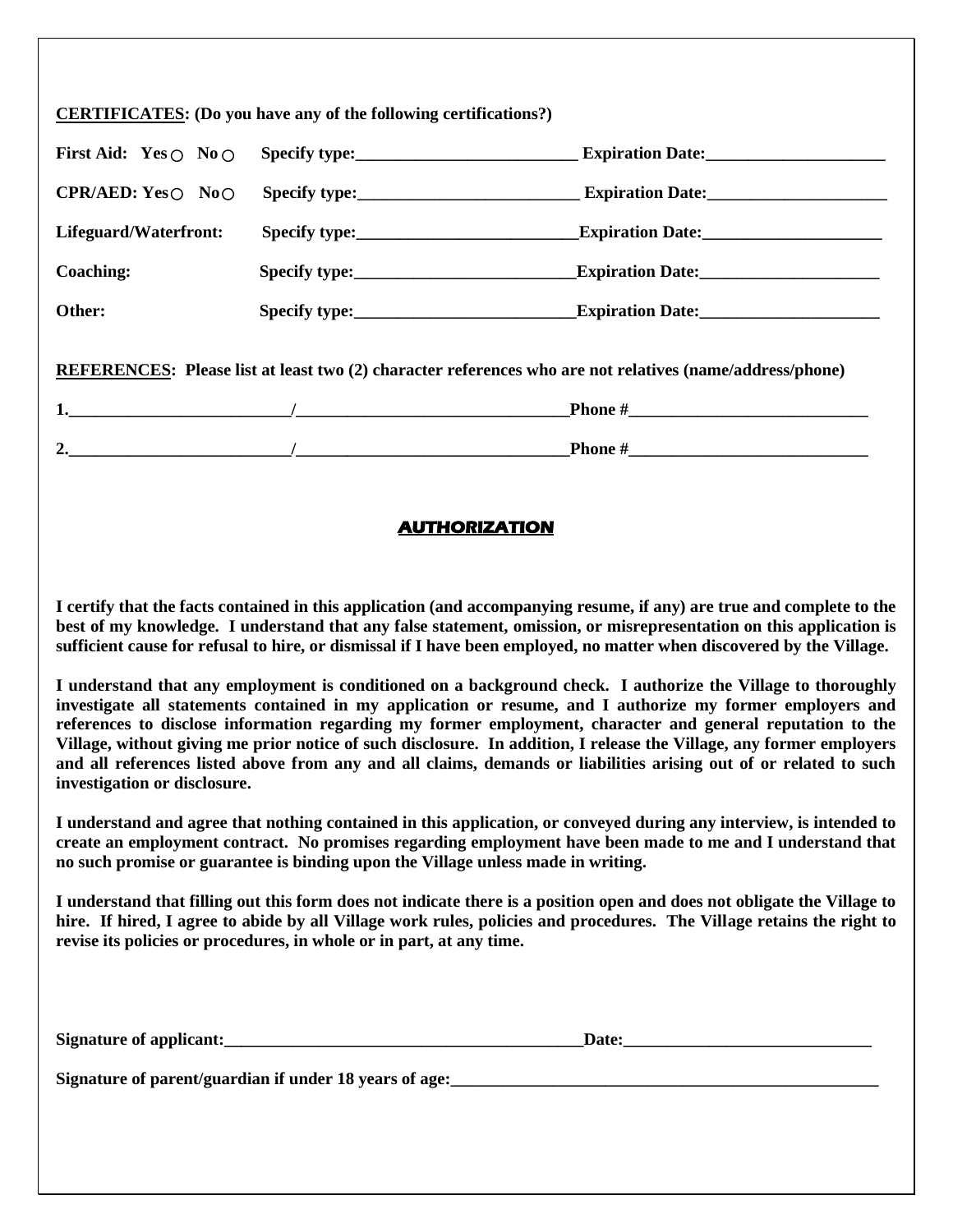**CERTIFICATES: (Do you have any of the following certifications?)**

**First Aid: Yes ○ No ○ Specify type:__________________________ Expiration Date:_____________________**

**CPR/AED: Yes○ No○ Specify type:__________________________ Expiration Date:_____________________**

**Lifeguard/Waterfront: Specify type:__________________________Expiration Date:_____________________**

**Coaching: Specify type:__________________________Expiration Date:_____________________**

**Other: Specify type:__________________________Expiration Date:_____________________**

**REFERENCES: Please list at least two (2) character references who are not relatives (name/address/phone)**

**1.__________________________/_________________________________Phone #_____________________________**

**2.__________________________/_________________________________Phone #_____________________________**

## AUTHORIZATION

**I certify that the facts contained in this application (and accompanying resume, if any) are true and complete to the best of my knowledge. I understand that any false statement, omission, or misrepresentation on this application is sufficient cause for refusal to hire, or dismissal if I have been employed, no matter when discovered by the Village.**

**I understand that any employment is conditioned on a background check. I authorize the Village to thoroughly investigate all statements contained in my application or resume, and I authorize my former employers and references to disclose information regarding my former employment, character and general reputation to the Village, without giving me prior notice of such disclosure. In addition, I release the Village, any former employers and all references listed above from any and all claims, demands or liabilities arising out of or related to such investigation or disclosure.**

**I understand and agree that nothing contained in this application, or conveyed during any interview, is intended to create an employment contract. No promises regarding employment have been made to me and I understand that no such promise or guarantee is binding upon the Village unless made in writing.**

**I understand that filling out this form does not indicate there is a position open and does not obligate the Village to hire. If hired, I agree to abide by all Village work rules, policies and procedures. The Village retains the right to revise its policies or procedures, in whole or in part, at any time.**

**Signature of applicant:__________________________________________Date:_____________________________**

**Signature of parent/guardian if under 18 years of age:_____________________________________________________**